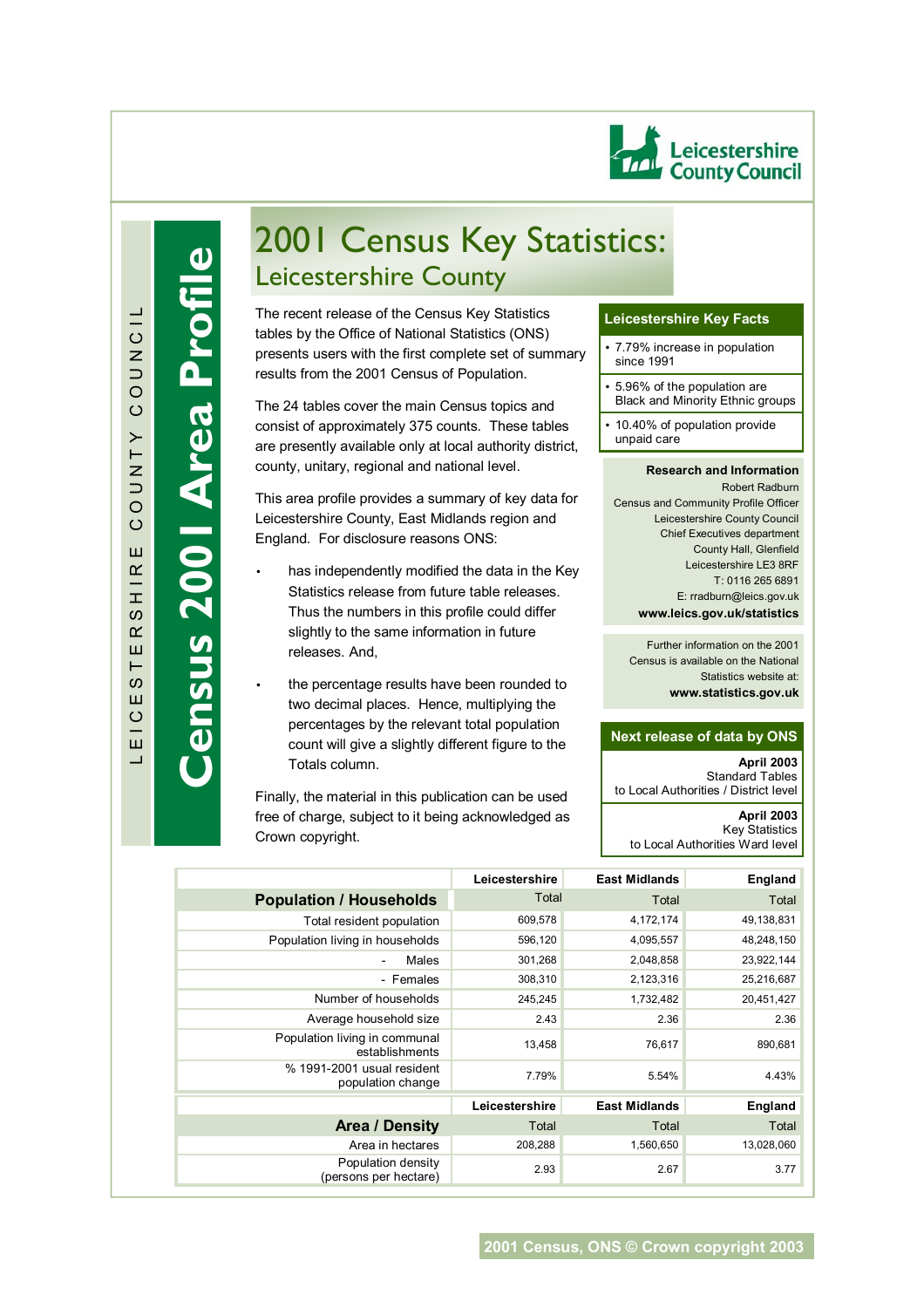LEICESTERSHIRE COUNTY COUNCIL

**Census 2001 Area Profile**

Leicestershire County Council

# 2001 Census Key Statistics:
## Leicestershire County

The recent release of the Census Key Statistics tables by the Office of National Statistics (ONS) presents users with the first complete set of summary results from the 2001 Census of Population.

The 24 tables cover the main Census topics and consist of approximately 375 counts. These tables are presently available only at local authority district, county, unitary, regional and national level.

This area profile provides a summary of key data for Leicestershire County, East Midlands region and England. For disclosure reasons ONS:

- has independently modified the data in the Key Statistics release from future table releases. Thus the numbers in this profile could differ slightly to the same information in future releases. And,
- the percentage results have been rounded to two decimal places. Hence, multiplying the percentages by the relevant total population count will give a slightly different figure to the Totals column.

Finally, the material in this publication can be used free of charge, subject to it being acknowledged as Crown copyright.

### Leicestershire Key Facts

- 7.79% increase in population since 1991
- 5.96% of the population are Black and Minority Ethnic groups
- 10.40% of population provide unpaid care

**Research and Information**
Robert Radburn
Census and Community Profile Officer
Leicestershire County Council
Chief Executives department
County Hall, Glenfield
Leicestershire LE3 8RF
T: 0116 265 6891
E: rradburn@leics.gov.uk
**www.leics.gov.uk/statistics**

Further information on the 2001 Census is available on the National Statistics website at:
**www.statistics.gov.uk**

### Next release of data by ONS

**April 2003**
Standard Tables
to Local Authorities / District level

**April 2003**
Key Statistics
to Local Authorities Ward level

| **Population / Households** | **Leicestershire** Total | **East Midlands** Total | **England** Total |
|---|---|---|---|
| Total resident population | 609,578 | 4,172,174 | 49,138,831 |
| Population living in households | 596,120 | 4,095,557 | 48,248,150 |
| - Males | 301,268 | 2,048,858 | 23,922,144 |
| - Females | 308,310 | 2,123,316 | 25,216,687 |
| Number of households | 245,245 | 1,732,482 | 20,451,427 |
| Average household size | 2.43 | 2.36 | 2.36 |
| Population living in communal establishments | 13,458 | 76,617 | 890,681 |
| % 1991-2001 usual resident population change | 7.79% | 5.54% | 4.43% |

| **Area / Density** | **Leicestershire** Total | **East Midlands** Total | **England** Total |
|---|---|---|---|
| Area in hectares | 208,288 | 1,560,650 | 13,028,060 |
| Population density (persons per hectare) | 2.93 | 2.67 | 3.77 |

2001 Census, ONS © Crown copyright 2003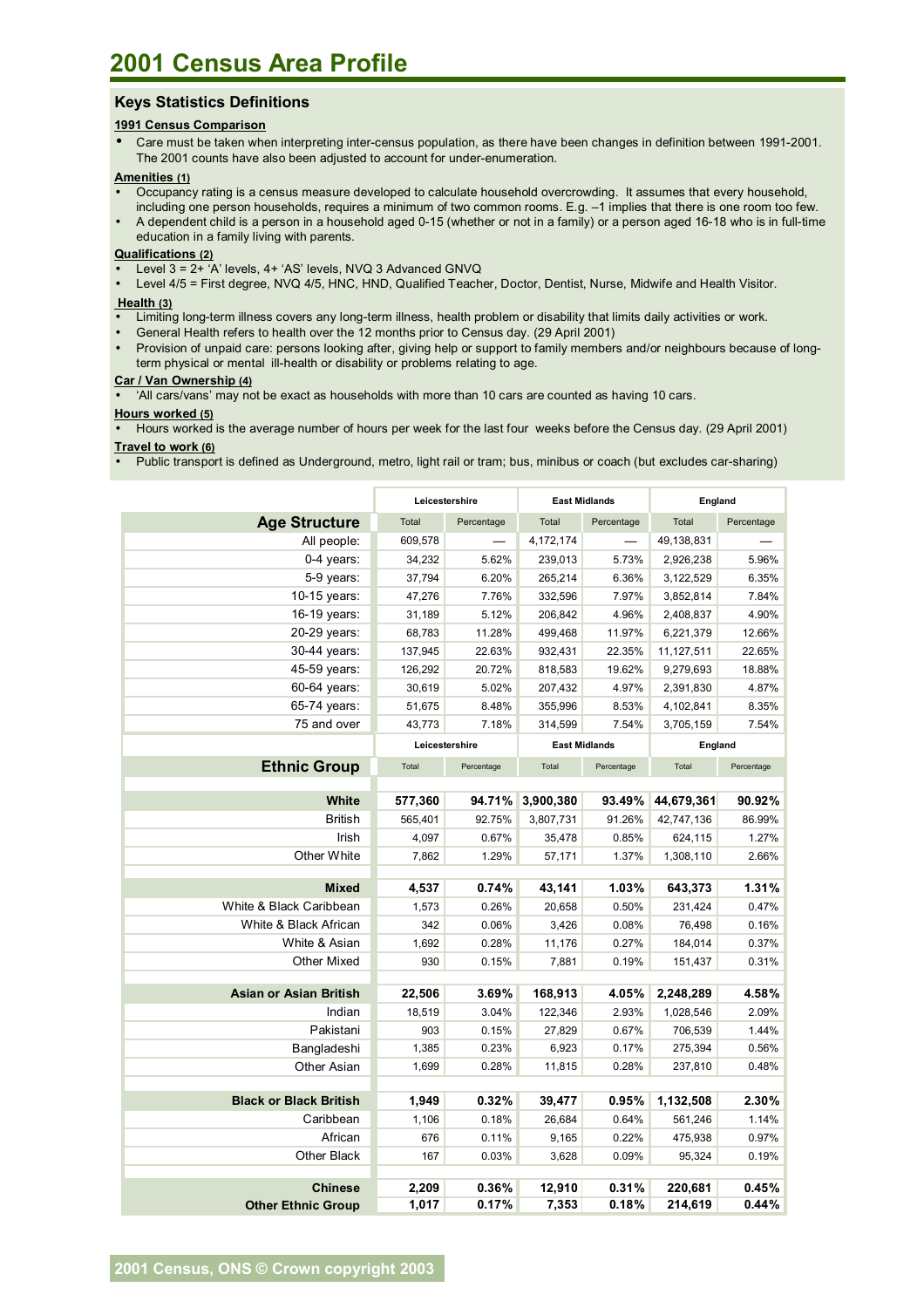# 2001 Census Area Profile

## Keys Statistics Definitions

**1991 Census Comparison**

- Care must be taken when interpreting inter-census population, as there have been changes in definition between 1991-2001. The 2001 counts have also been adjusted to account for under-enumeration.

**Amenities (1)**

- Occupancy rating is a census measure developed to calculate household overcrowding. It assumes that every household, including one person households, requires a minimum of two common rooms. E.g. –1 implies that there is one room too few.
- A dependent child is a person in a household aged 0-15 (whether or not in a family) or a person aged 16-18 who is in full-time education in a family living with parents.

**Qualifications (2)**

- Level 3 = 2+ 'A' levels, 4+ 'AS' levels, NVQ 3 Advanced GNVQ
- Level 4/5 = First degree, NVQ 4/5, HNC, HND, Qualified Teacher, Doctor, Dentist, Nurse, Midwife and Health Visitor.

**Health (3)**

- Limiting long-term illness covers any long-term illness, health problem or disability that limits daily activities or work.
- General Health refers to health over the 12 months prior to Census day. (29 April 2001)
- Provision of unpaid care: persons looking after, giving help or support to family members and/or neighbours because of long-term physical or mental ill-health or disability or problems relating to age.

**Car / Van Ownership (4)**

- 'All cars/vans' may not be exact as households with more than 10 cars are counted as having 10 cars.

**Hours worked (5)**

- Hours worked is the average number of hours per week for the last four weeks before the Census day. (29 April 2001)

**Travel to work (6)**

- Public transport is defined as Underground, metro, light rail or tram; bus, minibus or coach (but excludes car-sharing)

| | Leicestershire | | East Midlands | | England | |
|---|---|---|---|---|---|---|
| **Age Structure** | Total | Percentage | Total | Percentage | Total | Percentage |
| All people: | 609,578 | — | 4,172,174 | — | 49,138,831 | — |
| 0-4 years: | 34,232 | 5.62% | 239,013 | 5.73% | 2,926,238 | 5.96% |
| 5-9 years: | 37,794 | 6.20% | 265,214 | 6.36% | 3,122,529 | 6.35% |
| 10-15 years: | 47,276 | 7.76% | 332,596 | 7.97% | 3,852,814 | 7.84% |
| 16-19 years: | 31,189 | 5.12% | 206,842 | 4.96% | 2,408,837 | 4.90% |
| 20-29 years: | 68,783 | 11.28% | 499,468 | 11.97% | 6,221,379 | 12.66% |
| 30-44 years: | 137,945 | 22.63% | 932,431 | 22.35% | 11,127,511 | 22.65% |
| 45-59 years: | 126,292 | 20.72% | 818,583 | 19.62% | 9,279,693 | 18.88% |
| 60-64 years: | 30,619 | 5.02% | 207,432 | 4.97% | 2,391,830 | 4.87% |
| 65-74 years: | 51,675 | 8.48% | 355,996 | 8.53% | 4,102,841 | 8.35% |
| 75 and over | 43,773 | 7.18% | 314,599 | 7.54% | 3,705,159 | 7.54% |

| | Leicestershire | | East Midlands | | England | |
|---|---|---|---|---|---|---|
| **Ethnic Group** | Total | Percentage | Total | Percentage | Total | Percentage |
| **White** | **577,360** | **94.71%** | **3,900,380** | **93.49%** | **44,679,361** | **90.92%** |
| British | 565,401 | 92.75% | 3,807,731 | 91.26% | 42,747,136 | 86.99% |
| Irish | 4,097 | 0.67% | 35,478 | 0.85% | 624,115 | 1.27% |
| Other White | 7,862 | 1.29% | 57,171 | 1.37% | 1,308,110 | 2.66% |
| **Mixed** | **4,537** | **0.74%** | **43,141** | **1.03%** | **643,373** | **1.31%** |
| White & Black Caribbean | 1,573 | 0.26% | 20,658 | 0.50% | 231,424 | 0.47% |
| White & Black African | 342 | 0.06% | 3,426 | 0.08% | 76,498 | 0.16% |
| White & Asian | 1,692 | 0.28% | 11,176 | 0.27% | 184,014 | 0.37% |
| Other Mixed | 930 | 0.15% | 7,881 | 0.19% | 151,437 | 0.31% |
| **Asian or Asian British** | **22,506** | **3.69%** | **168,913** | **4.05%** | **2,248,289** | **4.58%** |
| Indian | 18,519 | 3.04% | 122,346 | 2.93% | 1,028,546 | 2.09% |
| Pakistani | 903 | 0.15% | 27,829 | 0.67% | 706,539 | 1.44% |
| Bangladeshi | 1,385 | 0.23% | 6,923 | 0.17% | 275,394 | 0.56% |
| Other Asian | 1,699 | 0.28% | 11,815 | 0.28% | 237,810 | 0.48% |
| **Black or Black British** | **1,949** | **0.32%** | **39,477** | **0.95%** | **1,132,508** | **2.30%** |
| Caribbean | 1,106 | 0.18% | 26,684 | 0.64% | 561,246 | 1.14% |
| African | 676 | 0.11% | 9,165 | 0.22% | 475,938 | 0.97% |
| Other Black | 167 | 0.03% | 3,628 | 0.09% | 95,324 | 0.19% |
| **Chinese** | **2,209** | **0.36%** | **12,910** | **0.31%** | **220,681** | **0.45%** |
| **Other Ethnic Group** | **1,017** | **0.17%** | **7,353** | **0.18%** | **214,619** | **0.44%** |

2001 Census, ONS © Crown copyright 2003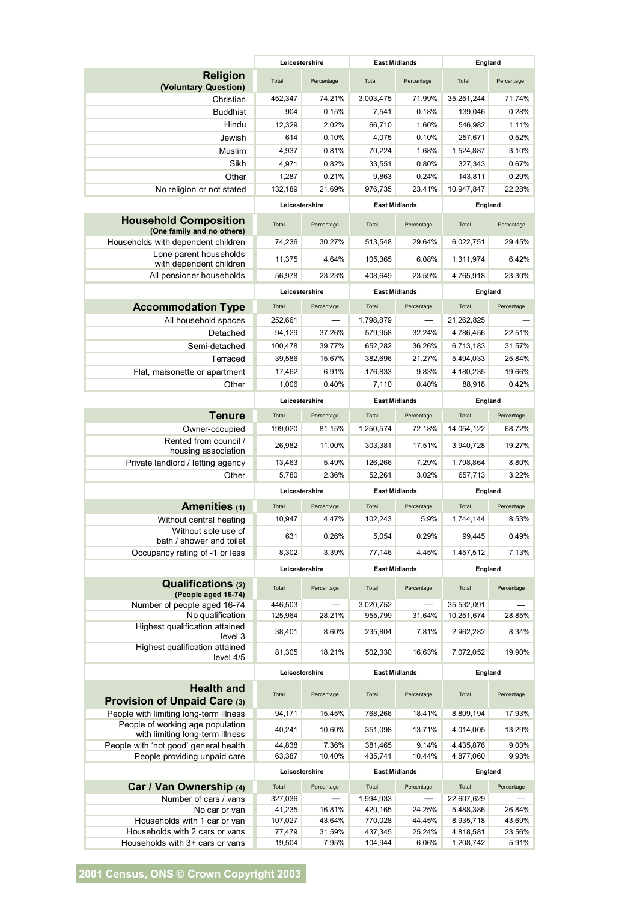| Religion (Voluntary Question) | Leicestershire | | East Midlands | | England | |
|---|---|---|---|---|---|---|
| | Total | Percentage | Total | Percentage | Total | Percentage |
| Christian | 452,347 | 74.21% | 3,003,475 | 71.99% | 35,251,244 | 71.74% |
| Buddhist | 904 | 0.15% | 7,541 | 0.18% | 139,046 | 0.28% |
| Hindu | 12,329 | 2.02% | 66,710 | 1.60% | 546,982 | 1.11% |
| Jewish | 614 | 0.10% | 4,075 | 0.10% | 257,671 | 0.52% |
| Muslim | 4,937 | 0.81% | 70,224 | 1.68% | 1,524,887 | 3.10% |
| Sikh | 4,971 | 0.82% | 33,551 | 0.80% | 327,343 | 0.67% |
| Other | 1,287 | 0.21% | 9,863 | 0.24% | 143,811 | 0.29% |
| No religion or not stated | 132,189 | 21.69% | 976,735 | 23.41% | 10,947,847 | 22.28% |

| Household Composition (One family and no others) | Leicestershire | | East Midlands | | England | |
|---|---|---|---|---|---|---|
| | Total | Percentage | Total | Percentage | Total | Percentage |
| Households with dependent children | 74,236 | 30.27% | 513,548 | 29.64% | 6,022,751 | 29.45% |
| Lone parent households with dependent children | 11,375 | 4.64% | 105,365 | 6.08% | 1,311,974 | 6.42% |
| All pensioner households | 56,978 | 23.23% | 408,649 | 23.59% | 4,765,918 | 23.30% |

| Accommodation Type | Leicestershire | | East Midlands | | England | |
|---|---|---|---|---|---|---|
| | Total | Percentage | Total | Percentage | Total | Percentage |
| All household spaces | 252,661 | — | 1,798,879 | — | 21,262,825 | — |
| Detached | 94,129 | 37.26% | 579,958 | 32.24% | 4,786,456 | 22.51% |
| Semi-detached | 100,478 | 39.77% | 652,282 | 36.26% | 6,713,183 | 31.57% |
| Terraced | 39,586 | 15.67% | 382,696 | 21.27% | 5,494,033 | 25.84% |
| Flat, maisonette or apartment | 17,462 | 6.91% | 176,833 | 9.83% | 4,180,235 | 19.66% |
| Other | 1,006 | 0.40% | 7,110 | 0.40% | 88,918 | 0.42% |

| Tenure | Leicestershire | | East Midlands | | England | |
|---|---|---|---|---|---|---|
| | Total | Percentage | Total | Percentage | Total | Percentage |
| Owner-occupied | 199,020 | 81.15% | 1,250,574 | 72.18% | 14,054,122 | 68.72% |
| Rented from council / housing association | 26,982 | 11.00% | 303,381 | 17.51% | 3,940,728 | 19.27% |
| Private landlord / letting agency | 13,463 | 5.49% | 126,266 | 7.29% | 1,798,864 | 8.80% |
| Other | 5,780 | 2.36% | 52,261 | 3.02% | 657,713 | 3.22% |

| Amenities (1) | Leicestershire | | East Midlands | | England | |
|---|---|---|---|---|---|---|
| | Total | Percentage | Total | Percentage | Total | Percentage |
| Without central heating | 10,947 | 4.47% | 102,243 | 5.9% | 1,744,144 | 8.53% |
| Without sole use of bath / shower and toilet | 631 | 0.26% | 5,054 | 0.29% | 99,445 | 0.49% |
| Occupancy rating of -1 or less | 8,302 | 3.39% | 77,146 | 4.45% | 1,457,512 | 7.13% |

| Qualifications (2) (People aged 16-74) | Leicestershire | | East Midlands | | England | |
|---|---|---|---|---|---|---|
| | Total | Percentage | Total | Percentage | Total | Percentage |
| Number of people aged 16-74 | 446,503 | — | 3,020,752 | — | 35,532,091 | — |
| No qualification | 125,964 | 28.21% | 955,799 | 31.64% | 10,251,674 | 28.85% |
| Highest qualification attained level 3 | 38,401 | 8.60% | 235,804 | 7.81% | 2,962,282 | 8.34% |
| Highest qualification attained level 4/5 | 81,305 | 18.21% | 502,330 | 16.63% | 7,072,052 | 19.90% |

| Health and Provision of Unpaid Care (3) | Leicestershire | | East Midlands | | England | |
|---|---|---|---|---|---|---|
| | Total | Percentage | Total | Percentage | Total | Percentage |
| People with limiting long-term illness | 94,171 | 15.45% | 768,266 | 18.41% | 8,809,194 | 17.93% |
| People of working age population with limiting long-term illness | 40,241 | 10.60% | 351,098 | 13.71% | 4,014,005 | 13.29% |
| People with 'not good' general health | 44,838 | 7.36% | 381,465 | 9.14% | 4,435,876 | 9.03% |
| People providing unpaid care | 63,387 | 10.40% | 435,741 | 10.44% | 4,877,060 | 9.93% |

| Car / Van Ownership (4) | Leicestershire | | East Midlands | | England | |
|---|---|---|---|---|---|---|
| | Total | Percentage | Total | Percentage | Total | Percentage |
| Number of cars / vans | 327,036 | — | 1,994,933 | — | 22,607,629 | — |
| No car or van | 41,235 | 16.81% | 420,165 | 24.25% | 5,488,386 | 26.84% |
| Households with 1 car or van | 107,027 | 43.64% | 770,028 | 44.45% | 8,935,718 | 43.69% |
| Households with 2 cars or vans | 77,479 | 31.59% | 437,345 | 25.24% | 4,818,581 | 23.56% |
| Households with 3+ cars or vans | 19,504 | 7.95% | 104,944 | 6.06% | 1,208,742 | 5.91% |

**2001 Census, ONS © Crown Copyright 2003**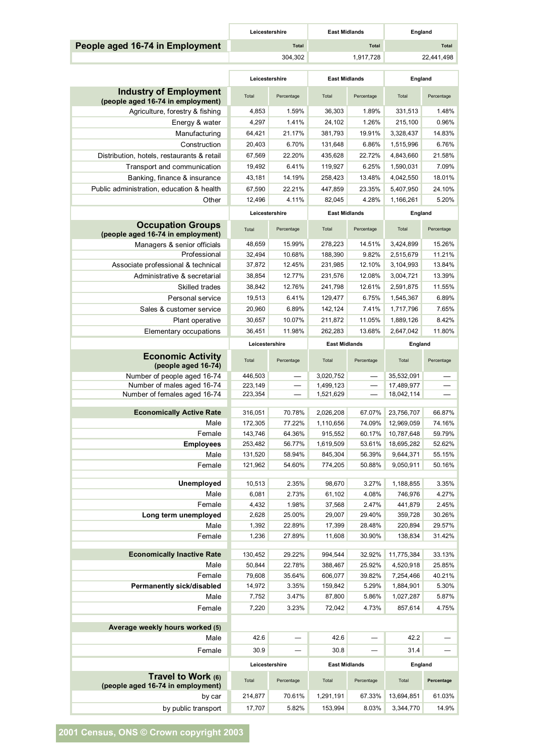| People aged 16-74 in Employment | Leicestershire | East Midlands | England |
|---|---|---|---|
| | Total | Total | Total |
| | 304,302 | 1,917,728 | 22,441,498 |

| Industry of Employment (people aged 16-74 in employment) | Leicestershire | | East Midlands | | England | |
|---|---|---|---|---|---|---|
| | Total | Percentage | Total | Percentage | Total | Percentage |
| Agriculture, forestry & fishing | 4,853 | 1.59% | 36,303 | 1.89% | 331,513 | 1.48% |
| Energy & water | 4,297 | 1.41% | 24,102 | 1.26% | 215,100 | 0.96% |
| Manufacturing | 64,421 | 21.17% | 381,793 | 19.91% | 3,328,437 | 14.83% |
| Construction | 20,403 | 6.70% | 131,648 | 6.86% | 1,515,996 | 6.76% |
| Distribution, hotels, restaurants & retail | 67,569 | 22.20% | 435,628 | 22.72% | 4,843,660 | 21.58% |
| Transport and communication | 19,492 | 6.41% | 119,927 | 6.25% | 1,590,031 | 7.09% |
| Banking, finance & insurance | 43,181 | 14.19% | 258,423 | 13.48% | 4,042,550 | 18.01% |
| Public administration, education & health | 67,590 | 22.21% | 447,859 | 23.35% | 5,407,950 | 24.10% |
| Other | 12,496 | 4.11% | 82,045 | 4.28% | 1,166,261 | 5.20% |

| Occupation Groups (people aged 16-74 in employment) | Leicestershire | | East Midlands | | England | |
|---|---|---|---|---|---|---|
| | Total | Percentage | Total | Percentage | Total | Percentage |
| Managers & senior officials | 48,659 | 15.99% | 278,223 | 14.51% | 3,424,899 | 15.26% |
| Professional | 32,494 | 10.68% | 188,390 | 9.82% | 2,515,679 | 11.21% |
| Associate professional & technical | 37,872 | 12.45% | 231,985 | 12.10% | 3,104,993 | 13.84% |
| Administrative & secretarial | 38,854 | 12.77% | 231,576 | 12.08% | 3,004,721 | 13.39% |
| Skilled trades | 38,842 | 12.76% | 241,798 | 12.61% | 2,591,875 | 11.55% |
| Personal service | 19,513 | 6.41% | 129,477 | 6.75% | 1,545,367 | 6.89% |
| Sales & customer service | 20,960 | 6.89% | 142,124 | 7.41% | 1,717,796 | 7.65% |
| Plant operative | 30,657 | 10.07% | 211,872 | 11.05% | 1,889,126 | 8.42% |
| Elementary occupations | 36,451 | 11.98% | 262,283 | 13.68% | 2,647,042 | 11.80% |

| Economic Activity (people aged 16-74) | Leicestershire | | East Midlands | | England | |
|---|---|---|---|---|---|---|
| | Total | Percentage | Total | Percentage | Total | Percentage |
| Number of people aged 16-74 | 446,503 | — | 3,020,752 | — | 35,532,091 | — |
| Number of males aged 16-74 | 223,149 | — | 1,499,123 | — | 17,489,977 | — |
| Number of females aged 16-74 | 223,354 | — | 1,521,629 | — | 18,042,114 | — |
| **Economically Active Rate** | 316,051 | 70.78% | 2,026,208 | 67.07% | 23,756,707 | 66.87% |
| Male | 172,305 | 77.22% | 1,110,656 | 74.09% | 12,969,059 | 74.16% |
| Female | 143,746 | 64.36% | 915,552 | 60.17% | 10,787,648 | 59.79% |
| **Employees** | 253,482 | 56.77% | 1,619,509 | 53.61% | 18,695,282 | 52.62% |
| Male | 131,520 | 58.94% | 845,304 | 56.39% | 9,644,371 | 55.15% |
| Female | 121,962 | 54.60% | 774,205 | 50.88% | 9,050,911 | 50.16% |
| **Unemployed** | 10,513 | 2.35% | 98,670 | 3.27% | 1,188,855 | 3.35% |
| Male | 6,081 | 2.73% | 61,102 | 4.08% | 746,976 | 4.27% |
| Female | 4,432 | 1.98% | 37,568 | 2.47% | 441,879 | 2.45% |
| **Long term unemployed** | 2,628 | 25.00% | 29,007 | 29.40% | 359,728 | 30.26% |
| Male | 1,392 | 22.89% | 17,399 | 28.48% | 220,894 | 29.57% |
| Female | 1,236 | 27.89% | 11,608 | 30.90% | 138,834 | 31.42% |
| **Economically Inactive Rate** | 130,452 | 29.22% | 994,544 | 32.92% | 11,775,384 | 33.13% |
| Male | 50,844 | 22.78% | 388,467 | 25.92% | 4,520,918 | 25.85% |
| Female | 79,608 | 35.64% | 606,077 | 39.82% | 7,254,466 | 40.21% |
| **Permanently sick/disabled** | 14,972 | 3.35% | 159,842 | 5.29% | 1,884,901 | 5.30% |
| Male | 7,752 | 3.47% | 87,800 | 5.86% | 1,027,287 | 5.87% |
| Female | 7,220 | 3.23% | 72,042 | 4.73% | 857,614 | 4.75% |
| **Average weekly hours worked (5)** | | | | | | |
| Male | 42.6 | — | 42.6 | — | 42.2 | — |
| Female | 30.9 | — | 30.8 | — | 31.4 | — |

| Travel to Work (6) (people aged 16-74 in employment) | Leicestershire | | East Midlands | | England | |
|---|---|---|---|---|---|---|
| | Total | Percentage | Total | Percentage | Total | Percentage |
| by car | 214,877 | 70.61% | 1,291,191 | 67.33% | 13,694,851 | 61.03% |
| by public transport | 17,707 | 5.82% | 153,994 | 8.03% | 3,344,770 | 14.9% |

**2001 Census, ONS © Crown copyright 2003**